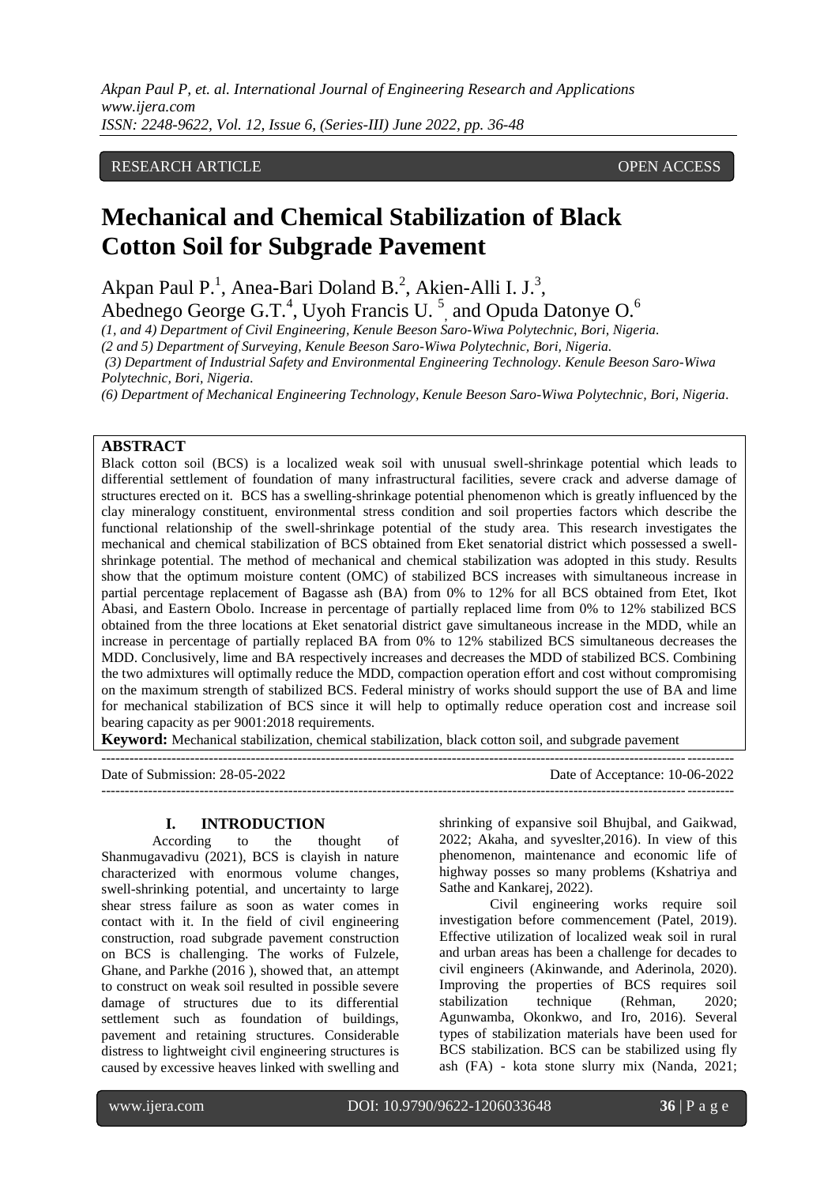RESEARCH ARTICLE OPEN ACCESS

# Mechanical and Chemical Stabilization of Black Cotton Soil for Subgrade Pavement

Akpan Paul P.[1], Anea-Bari Doland B.[2], Akien-Alli I. J.[3], Abednego George G.T.[4], Uyoh Francis U. [5] and Opuda Datonye O.[6]

*(1, and 4) Department of Civil Engineering, Kenule Beeson Saro-Wiwa Polytechnic, Bori, Nigeria.*
*(2 and 5) Department of Surveying, Kenule Beeson Saro-Wiwa Polytechnic, Bori, Nigeria.*
*(3) Department of Industrial Safety and Environmental Engineering Technology. Kenule Beeson Saro-Wiwa Polytechnic, Bori, Nigeria.*
*(6) Department of Mechanical Engineering Technology, Kenule Beeson Saro-Wiwa Polytechnic, Bori, Nigeria.*

## ABSTRACT

Black cotton soil (BCS) is a localized weak soil with unusual swell-shrinkage potential which leads to differential settlement of foundation of many infrastructural facilities, severe crack and adverse damage of structures erected on it. BCS has a swelling-shrinkage potential phenomenon which is greatly influenced by the clay mineralogy constituent, environmental stress condition and soil properties factors which describe the functional relationship of the swell-shrinkage potential of the study area. This research investigates the mechanical and chemical stabilization of BCS obtained from Eket senatorial district which possessed a swell-shrinkage potential. The method of mechanical and chemical stabilization was adopted in this study. Results show that the optimum moisture content (OMC) of stabilized BCS increases with simultaneous increase in partial percentage replacement of Bagasse ash (BA) from 0% to 12% for all BCS obtained from Etet, Ikot Abasi, and Eastern Obolo. Increase in percentage of partially replaced lime from 0% to 12% stabilized BCS obtained from the three locations at Eket senatorial district gave simultaneous increase in the MDD, while an increase in percentage of partially replaced BA from 0% to 12% stabilized BCS simultaneous decreases the MDD. Conclusively, lime and BA respectively increases and decreases the MDD of stabilized BCS. Combining the two admixtures will optimally reduce the MDD, compaction operation effort and cost without compromising on the maximum strength of stabilized BCS. Federal ministry of works should support the use of BA and lime for mechanical stabilization of BCS since it will help to optimally reduce operation cost and increase soil bearing capacity as per 9001:2018 requirements.

**Keyword:** Mechanical stabilization, chemical stabilization, black cotton soil, and subgrade pavement

Date of Submission: 28-05-2022 Date of Acceptance: 10-06-2022

## I. INTRODUCTION

According to the thought of Shanmugavadivu (2021), BCS is clayish in nature characterized with enormous volume changes, swell-shrinking potential, and uncertainty to large shear stress failure as soon as water comes in contact with it. In the field of civil engineering construction, road subgrade pavement construction on BCS is challenging. The works of Fulzele, Ghane, and Parkhe (2016 ), showed that, an attempt to construct on weak soil resulted in possible severe damage of structures due to its differential settlement such as foundation of buildings, pavement and retaining structures. Considerable distress to lightweight civil engineering structures is caused by excessive heaves linked with swelling and shrinking of expansive soil Bhujbal, and Gaikwad, 2022; Akaha, and syveslter,2016). In view of this phenomenon, maintenance and economic life of highway posses so many problems (Kshatriya and Sathe and Kankarej, 2022).

Civil engineering works require soil investigation before commencement (Patel, 2019). Effective utilization of localized weak soil in rural and urban areas has been a challenge for decades to civil engineers (Akinwande, and Aderinola, 2020). Improving the properties of BCS requires soil stabilization technique (Rehman, 2020; Agunwamba, Okonkwo, and Iro, 2016). Several types of stabilization materials have been used for BCS stabilization. BCS can be stabilized using fly ash (FA) - kota stone slurry mix (Nanda, 2021;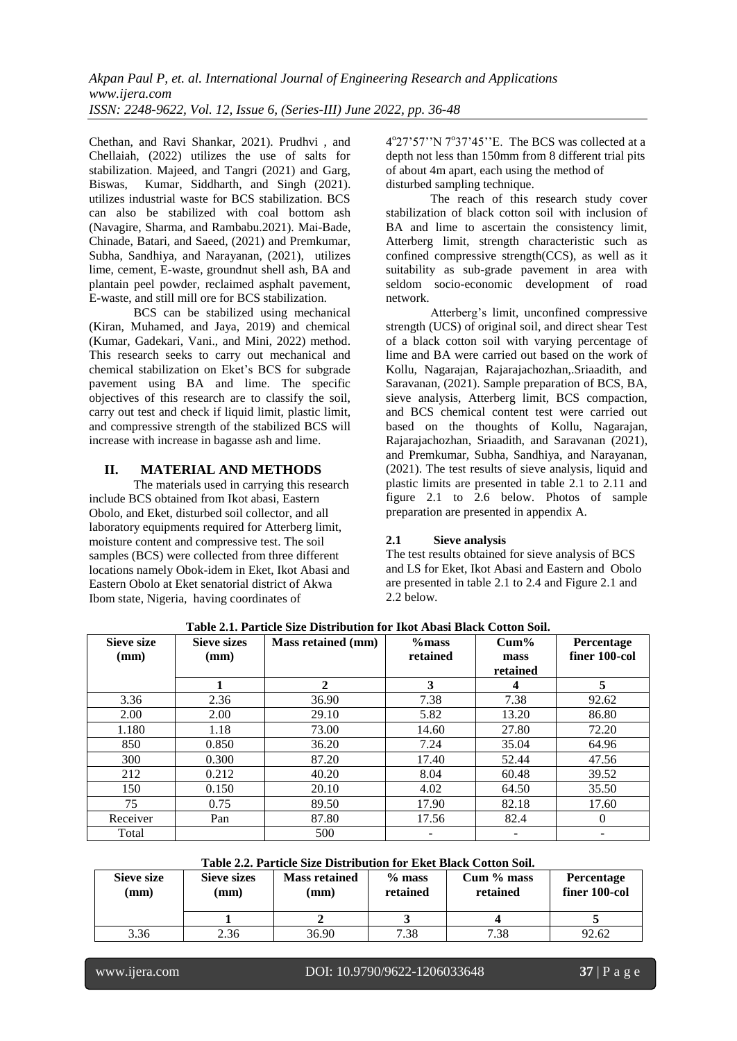Chethan, and Ravi Shankar, 2021). Prudhvi , and Chellaiah, (2022) utilizes the use of salts for stabilization. Majeed, and Tangri (2021) and Garg, Biswas, Kumar, Siddharth, and Singh (2021). utilizes industrial waste for BCS stabilization. BCS can also be stabilized with coal bottom ash (Navagire, Sharma, and Rambabu.2021). Mai-Bade, Chinade, Batari, and Saeed, (2021) and Premkumar, Subha, Sandhiya, and Narayanan, (2021), utilizes lime, cement, E-waste, groundnut shell ash, BA and plantain peel powder, reclaimed asphalt pavement, E-waste, and still mill ore for BCS stabilization.

BCS can be stabilized using mechanical (Kiran, Muhamed, and Jaya, 2019) and chemical (Kumar, Gadekari, Vani., and Mini, 2022) method. This research seeks to carry out mechanical and chemical stabilization on Eket's BCS for subgrade pavement using BA and lime. The specific objectives of this research are to classify the soil, carry out test and check if liquid limit, plastic limit, and compressive strength of the stabilized BCS will increase with increase in bagasse ash and lime.

## II. MATERIAL AND METHODS

The materials used in carrying this research include BCS obtained from Ikot abasi, Eastern Obolo, and Eket, disturbed soil collector, and all laboratory equipments required for Atterberg limit, moisture content and compressive test. The soil samples (BCS) were collected from three different locations namely Obok-idem in Eket, Ikot Abasi and Eastern Obolo at Eket senatorial district of Akwa Ibom state, Nigeria, having coordinates of 4°27'57''N 7°37'45''E. The BCS was collected at a depth not less than 150mm from 8 different trial pits of about 4m apart, each using the method of disturbed sampling technique.

The reach of this research study cover stabilization of black cotton soil with inclusion of BA and lime to ascertain the consistency limit, Atterberg limit, strength characteristic such as confined compressive strength(CCS), as well as it suitability as sub-grade pavement in area with seldom socio-economic development of road network.

Atterberg's limit, unconfined compressive strength (UCS) of original soil, and direct shear Test of a black cotton soil with varying percentage of lime and BA were carried out based on the work of Kollu, Nagarajan, Rajarajachozhan,.Sriaadith, and Saravanan, (2021). Sample preparation of BCS, BA, sieve analysis, Atterberg limit, BCS compaction, and BCS chemical content test were carried out based on the thoughts of Kollu, Nagarajan, Rajarajachozhan, Sriaadith, and Saravanan (2021), and Premkumar, Subha, Sandhiya, and Narayanan, (2021). The test results of sieve analysis, liquid and plastic limits are presented in table 2.1 to 2.11 and figure 2.1 to 2.6 below. Photos of sample preparation are presented in appendix A.

### 2.1 Sieve analysis

The test results obtained for sieve analysis of BCS and LS for Eket, Ikot Abasi and Eastern and Obolo are presented in table 2.1 to 2.4 and Figure 2.1 and 2.2 below.

**Table 2.1. Particle Size Distribution for Ikot Abasi Black Cotton Soil.**

| Sieve size (mm) | Sieve sizes (mm) | Mass retained (mm) | %mass retained | Cum% mass retained | Percentage finer 100-col |
|---|---|---|---|---|---|
| | 1 | 2 | 3 | 4 | 5 |
| 3.36 | 2.36 | 36.90 | 7.38 | 7.38 | 92.62 |
| 2.00 | 2.00 | 29.10 | 5.82 | 13.20 | 86.80 |
| 1.180 | 1.18 | 73.00 | 14.60 | 27.80 | 72.20 |
| 850 | 0.850 | 36.20 | 7.24 | 35.04 | 64.96 |
| 300 | 0.300 | 87.20 | 17.40 | 52.44 | 47.56 |
| 212 | 0.212 | 40.20 | 8.04 | 60.48 | 39.52 |
| 150 | 0.150 | 20.10 | 4.02 | 64.50 | 35.50 |
| 75 | 0.75 | 89.50 | 17.90 | 82.18 | 17.60 |
| Receiver | Pan | 87.80 | 17.56 | 82.4 | 0 |
| Total | | 500 | - | - | - |

**Table 2.2. Particle Size Distribution for Eket Black Cotton Soil.**

| Sieve size (mm) | Sieve sizes (mm) | Mass retained (mm) | % mass retained | Cum % mass retained | Percentage finer 100-col |
|---|---|---|---|---|---|
| | 1 | 2 | 3 | 4 | 5 |
| 3.36 | 2.36 | 36.90 | 7.38 | 7.38 | 92.62 |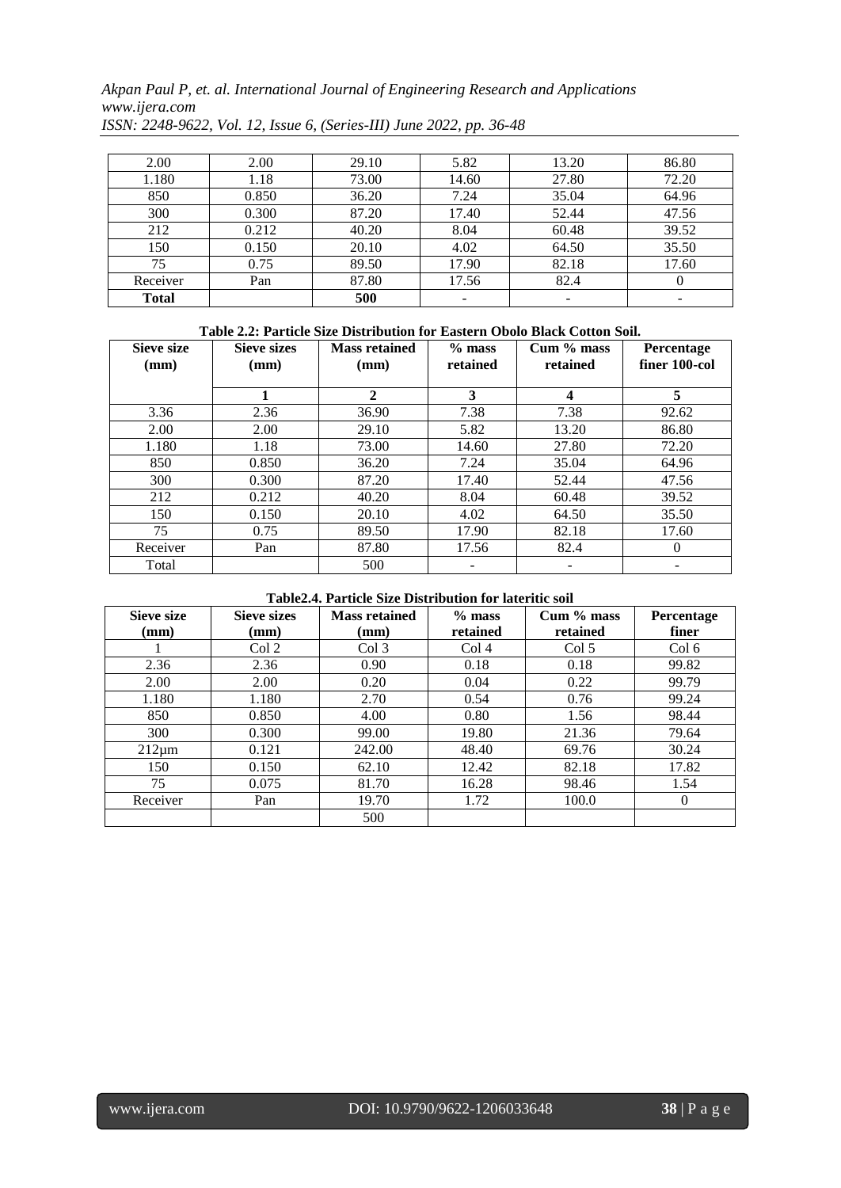| 2.00 | 2.00 | 29.10 | 5.82 | 13.20 | 86.80 |
|---|---|---|---|---|---|
| 1.180 | 1.18 | 73.00 | 14.60 | 27.80 | 72.20 |
| 850 | 0.850 | 36.20 | 7.24 | 35.04 | 64.96 |
| 300 | 0.300 | 87.20 | 17.40 | 52.44 | 47.56 |
| 212 | 0.212 | 40.20 | 8.04 | 60.48 | 39.52 |
| 150 | 0.150 | 20.10 | 4.02 | 64.50 | 35.50 |
| 75 | 0.75 | 89.50 | 17.90 | 82.18 | 17.60 |
| Receiver | Pan | 87.80 | 17.56 | 82.4 | 0 |
| **Total** | | **500** | - | - | - |

**Table 2.2: Particle Size Distribution for Eastern Obolo Black Cotton Soil.**

| Sieve size (mm) | Sieve sizes (mm) | Mass retained (mm) | % mass retained | Cum % mass retained | Percentage finer 100-col |
|---|---|---|---|---|---|
| | **1** | **2** | **3** | **4** | **5** |
| 3.36 | 2.36 | 36.90 | 7.38 | 7.38 | 92.62 |
| 2.00 | 2.00 | 29.10 | 5.82 | 13.20 | 86.80 |
| 1.180 | 1.18 | 73.00 | 14.60 | 27.80 | 72.20 |
| 850 | 0.850 | 36.20 | 7.24 | 35.04 | 64.96 |
| 300 | 0.300 | 87.20 | 17.40 | 52.44 | 47.56 |
| 212 | 0.212 | 40.20 | 8.04 | 60.48 | 39.52 |
| 150 | 0.150 | 20.10 | 4.02 | 64.50 | 35.50 |
| 75 | 0.75 | 89.50 | 17.90 | 82.18 | 17.60 |
| Receiver | Pan | 87.80 | 17.56 | 82.4 | 0 |
| Total | | 500 | - | - | - |

**Table2.4. Particle Size Distribution for lateritic soil**

| Sieve size (mm) | Sieve sizes (mm) | Mass retained (mm) | % mass retained | Cum % mass retained | Percentage finer |
|---|---|---|---|---|---|
| 1 | Col 2 | Col 3 | Col 4 | Col 5 | Col 6 |
| 2.36 | 2.36 | 0.90 | 0.18 | 0.18 | 99.82 |
| 2.00 | 2.00 | 0.20 | 0.04 | 0.22 | 99.79 |
| 1.180 | 1.180 | 2.70 | 0.54 | 0.76 | 99.24 |
| 850 | 0.850 | 4.00 | 0.80 | 1.56 | 98.44 |
| 300 | 0.300 | 99.00 | 19.80 | 21.36 | 79.64 |
| 212µm | 0.121 | 242.00 | 48.40 | 69.76 | 30.24 |
| 150 | 0.150 | 62.10 | 12.42 | 82.18 | 17.82 |
| 75 | 0.075 | 81.70 | 16.28 | 98.46 | 1.54 |
| Receiver | Pan | 19.70 | 1.72 | 100.0 | 0 |
| | | 500 | | | |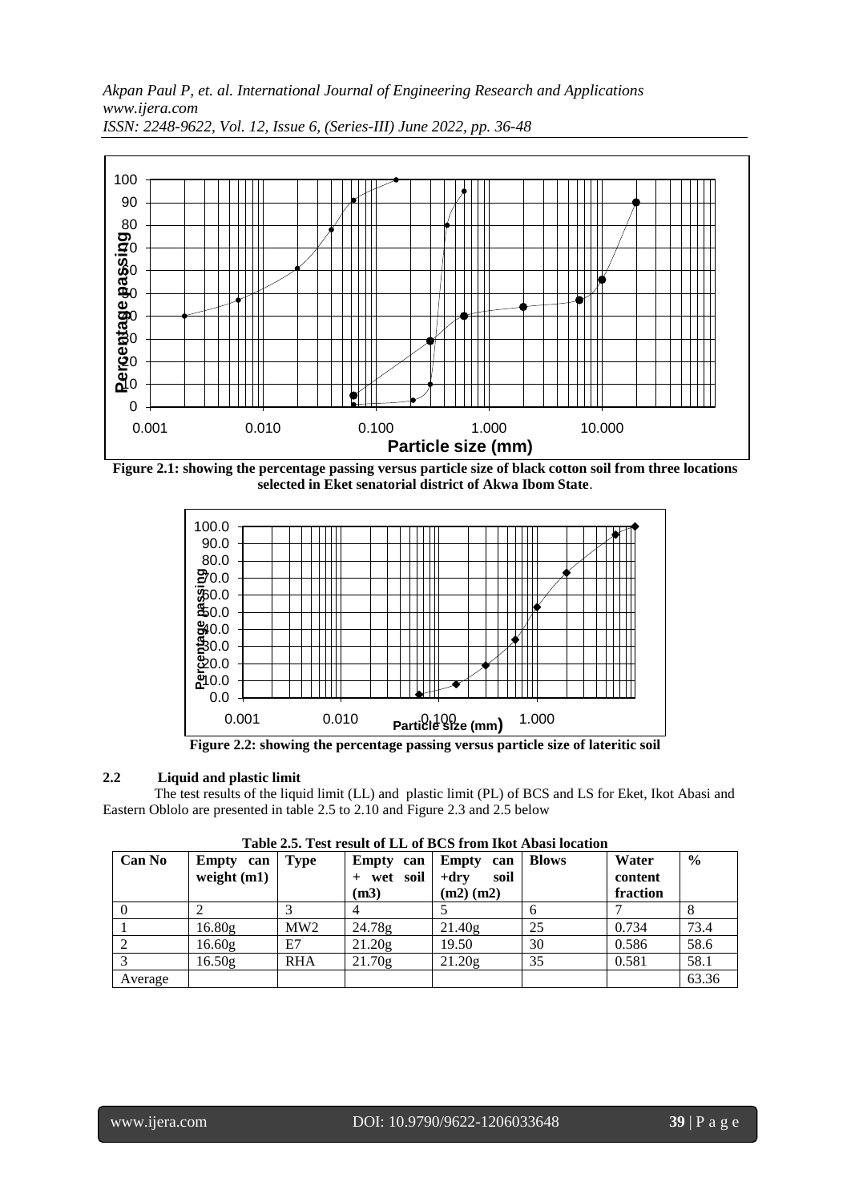**Figure 2.1: showing the percentage passing versus particle size of black cotton soil from three locations selected in Eket senatorial district of Akwa Ibom State**.

**Figure 2.2: showing the percentage passing versus particle size of lateritic soil**

### 2.2 Liquid and plastic limit

The test results of the liquid limit (LL) and plastic limit (PL) of BCS and LS for Eket, Ikot Abasi and Eastern Oblolo are presented in table 2.5 to 2.10 and Figure 2.3 and 2.5 below

**Table 2.5. Test result of LL of BCS from Ikot Abasi location**

| Can No | Empty can weight (m1) | Type | Empty can + wet soil (m3) | Empty can +dry soil (m2) (m2) | Blows | Water content fraction | % |
|---|---|---|---|---|---|---|---|
| 0 | 2 | 3 | 4 | 5 | 6 | 7 | 8 |
| 1 | 16.80g | MW2 | 24.78g | 21.40g | 25 | 0.734 | 73.4 |
| 2 | 16.60g | E7 | 21.20g | 19.50 | 30 | 0.586 | 58.6 |
| 3 | 16.50g | RHA | 21.70g | 21.20g | 35 | 0.581 | 58.1 |
| Average | | | | | | | 63.36 |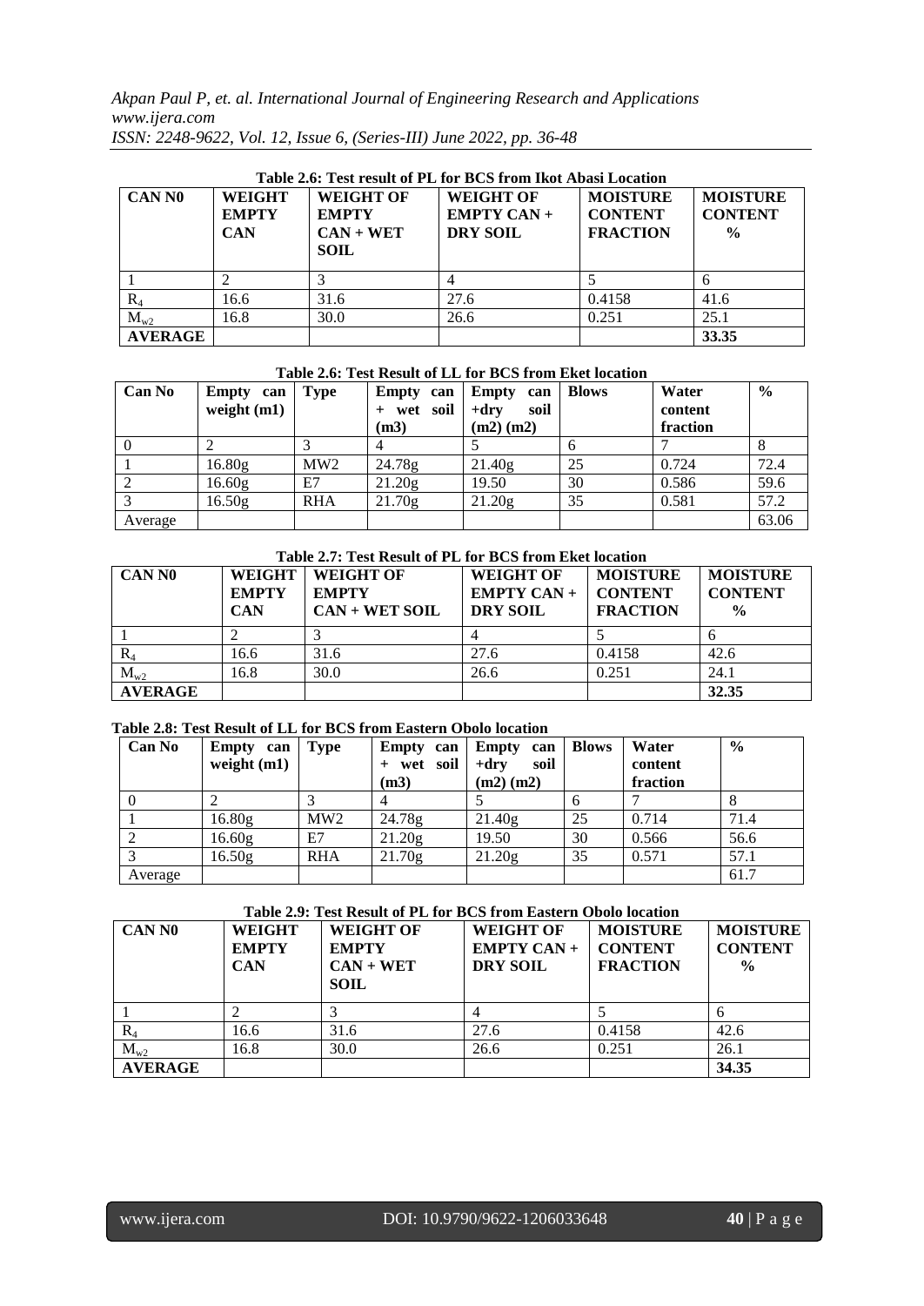**Table 2.6: Test result of PL for BCS from Ikot Abasi Location**

| CAN N0 | WEIGHT EMPTY CAN | WEIGHT OF EMPTY CAN + WET SOIL | WEIGHT OF EMPTY CAN + DRY SOIL | MOISTURE CONTENT FRACTION | MOISTURE CONTENT % |
|---|---|---|---|---|---|
| 1 | 2 | 3 | 4 | 5 | 6 |
| $R_4$ | 16.6 | 31.6 | 27.6 | 0.4158 | 41.6 |
| $M_{w2}$ | 16.8 | 30.0 | 26.6 | 0.251 | 25.1 |
| **AVERAGE** | | | | | **33.35** |

**Table 2.6: Test Result of LL for BCS from Eket location**

| Can No | Empty can weight (m1) | Type | Empty can + wet soil (m3) | Empty can +dry soil (m2) (m2) | Blows | Water content fraction | % |
|---|---|---|---|---|---|---|---|
| 0 | 2 | 3 | 4 | 5 | 6 | 7 | 8 |
| 1 | 16.80g | MW2 | 24.78g | 21.40g | 25 | 0.724 | 72.4 |
| 2 | 16.60g | E7 | 21.20g | 19.50 | 30 | 0.586 | 59.6 |
| 3 | 16.50g | RHA | 21.70g | 21.20g | 35 | 0.581 | 57.2 |
| Average | | | | | | | 63.06 |

**Table 2.7: Test Result of PL for BCS from Eket location**

| CAN N0 | WEIGHT EMPTY CAN | WEIGHT OF EMPTY CAN + WET SOIL | WEIGHT OF EMPTY CAN + DRY SOIL | MOISTURE CONTENT FRACTION | MOISTURE CONTENT % |
|---|---|---|---|---|---|
| 1 | 2 | 3 | 4 | 5 | 6 |
| $R_4$ | 16.6 | 31.6 | 27.6 | 0.4158 | 42.6 |
| $M_{w2}$ | 16.8 | 30.0 | 26.6 | 0.251 | 24.1 |
| **AVERAGE** | | | | | **32.35** |

**Table 2.8: Test Result of LL for BCS from Eastern Obolo location**

| Can No | Empty can weight (m1) | Type | Empty can + wet soil (m3) | Empty can +dry soil (m2) (m2) | Blows | Water content fraction | % |
|---|---|---|---|---|---|---|---|
| 0 | 2 | 3 | 4 | 5 | 6 | 7 | 8 |
| 1 | 16.80g | MW2 | 24.78g | 21.40g | 25 | 0.714 | 71.4 |
| 2 | 16.60g | E7 | 21.20g | 19.50 | 30 | 0.566 | 56.6 |
| 3 | 16.50g | RHA | 21.70g | 21.20g | 35 | 0.571 | 57.1 |
| Average | | | | | | | 61.7 |

**Table 2.9: Test Result of PL for BCS from Eastern Obolo location**

| CAN N0 | WEIGHT EMPTY CAN | WEIGHT OF EMPTY CAN + WET SOIL | WEIGHT OF EMPTY CAN + DRY SOIL | MOISTURE CONTENT FRACTION | MOISTURE CONTENT % |
|---|---|---|---|---|---|
| 1 | 2 | 3 | 4 | 5 | 6 |
| $R_4$ | 16.6 | 31.6 | 27.6 | 0.4158 | 42.6 |
| $M_{w2}$ | 16.8 | 30.0 | 26.6 | 0.251 | 26.1 |
| **AVERAGE** | | | | | **34.35** |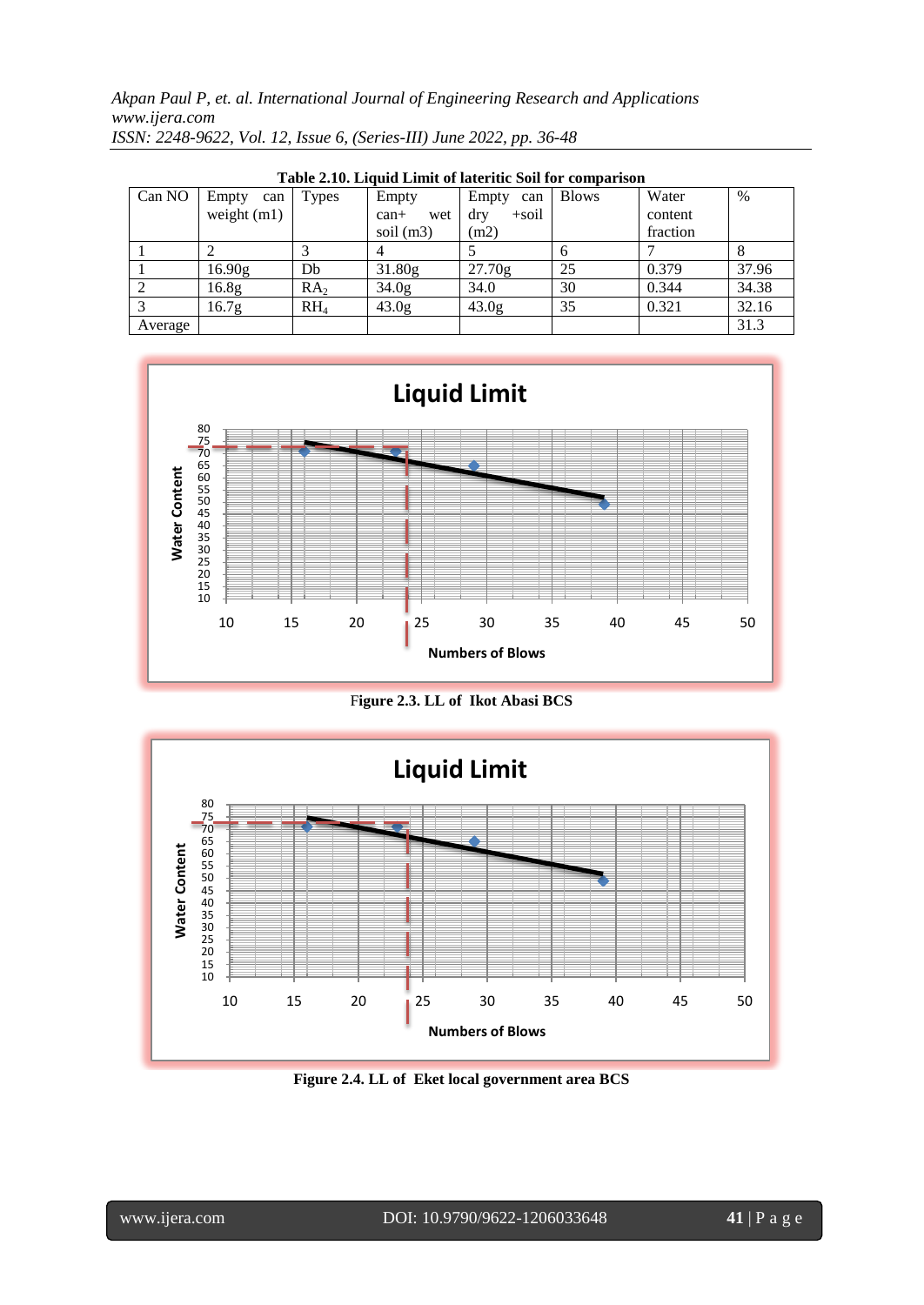**Table 2.10. Liquid Limit of lateritic Soil for comparison**

| Can NO | Empty can weight (m1) | Types | Empty can+ wet soil (m3) | Empty can dry +soil (m2) | Blows | Water content fraction | % |
|---|---|---|---|---|---|---|---|
| 1 | 2 | 3 | 4 | 5 | 6 | 7 | 8 |
| 1 | 16.90g | Db | 31.80g | 27.70g | 25 | 0.379 | 37.96 |
| 2 | 16.8g | $RA_2$ | 34.0g | 34.0 | 30 | 0.344 | 34.38 |
| 3 | 16.7g | $RH_4$ | 43.0g | 43.0g | 35 | 0.321 | 32.16 |
| Average | | | | | | | 31.3 |

Figure 2.3. LL of Ikot Abasi BCS

Figure 2.4. LL of Eket local government area BCS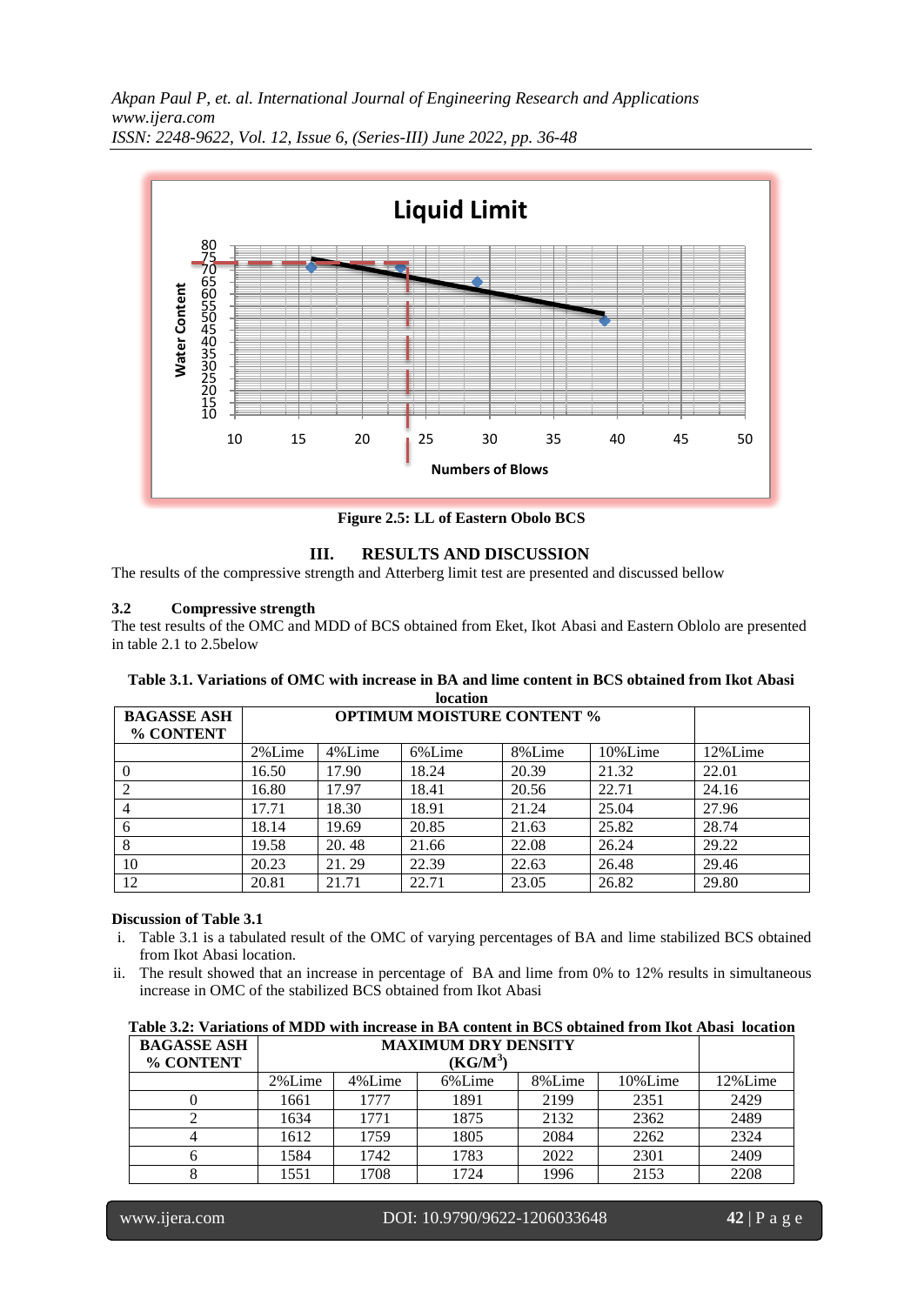Figure 2.5: LL of Eastern Obolo BCS

## III. RESULTS AND DISCUSSION

The results of the compressive strength and Atterberg limit test are presented and discussed bellow

### 3.2 Compressive strength

The test results of the OMC and MDD of BCS obtained from Eket, Ikot Abasi and Eastern Oblolo are presented in table 2.1 to 2.5below

**Table 3.1. Variations of OMC with increase in BA and lime content in BCS obtained from Ikot Abasi location**

| BAGASSE ASH % CONTENT | OPTIMUM MOISTURE CONTENT % | | | | | |
|---|---|---|---|---|---|---|
| | 2%Lime | 4%Lime | 6%Lime | 8%Lime | 10%Lime | 12%Lime |
| 0 | 16.50 | 17.90 | 18.24 | 20.39 | 21.32 | 22.01 |
| 2 | 16.80 | 17.97 | 18.41 | 20.56 | 22.71 | 24.16 |
| 4 | 17.71 | 18.30 | 18.91 | 21.24 | 25.04 | 27.96 |
| 6 | 18.14 | 19.69 | 20.85 | 21.63 | 25.82 | 28.74 |
| 8 | 19.58 | 20. 48 | 21.66 | 22.08 | 26.24 | 29.22 |
| 10 | 20.23 | 21. 29 | 22.39 | 22.63 | 26.48 | 29.46 |
| 12 | 20.81 | 21.71 | 22.71 | 23.05 | 26.82 | 29.80 |

**Discussion of Table 3.1**

i. Table 3.1 is a tabulated result of the OMC of varying percentages of BA and lime stabilized BCS obtained from Ikot Abasi location.
ii. The result showed that an increase in percentage of BA and lime from 0% to 12% results in simultaneous increase in OMC of the stabilized BCS obtained from Ikot Abasi

**Table 3.2: Variations of MDD with increase in BA content in BCS obtained from Ikot Abasi location**

| BAGASSE ASH % CONTENT | MAXIMUM DRY DENSITY ($KG/M^3$) | | | | | |
|---|---|---|---|---|---|---|
| | 2%Lime | 4%Lime | 6%Lime | 8%Lime | 10%Lime | 12%Lime |
| 0 | 1661 | 1777 | 1891 | 2199 | 2351 | 2429 |
| 2 | 1634 | 1771 | 1875 | 2132 | 2362 | 2489 |
| 4 | 1612 | 1759 | 1805 | 2084 | 2262 | 2324 |
| 6 | 1584 | 1742 | 1783 | 2022 | 2301 | 2409 |
| 8 | 1551 | 1708 | 1724 | 1996 | 2153 | 2208 |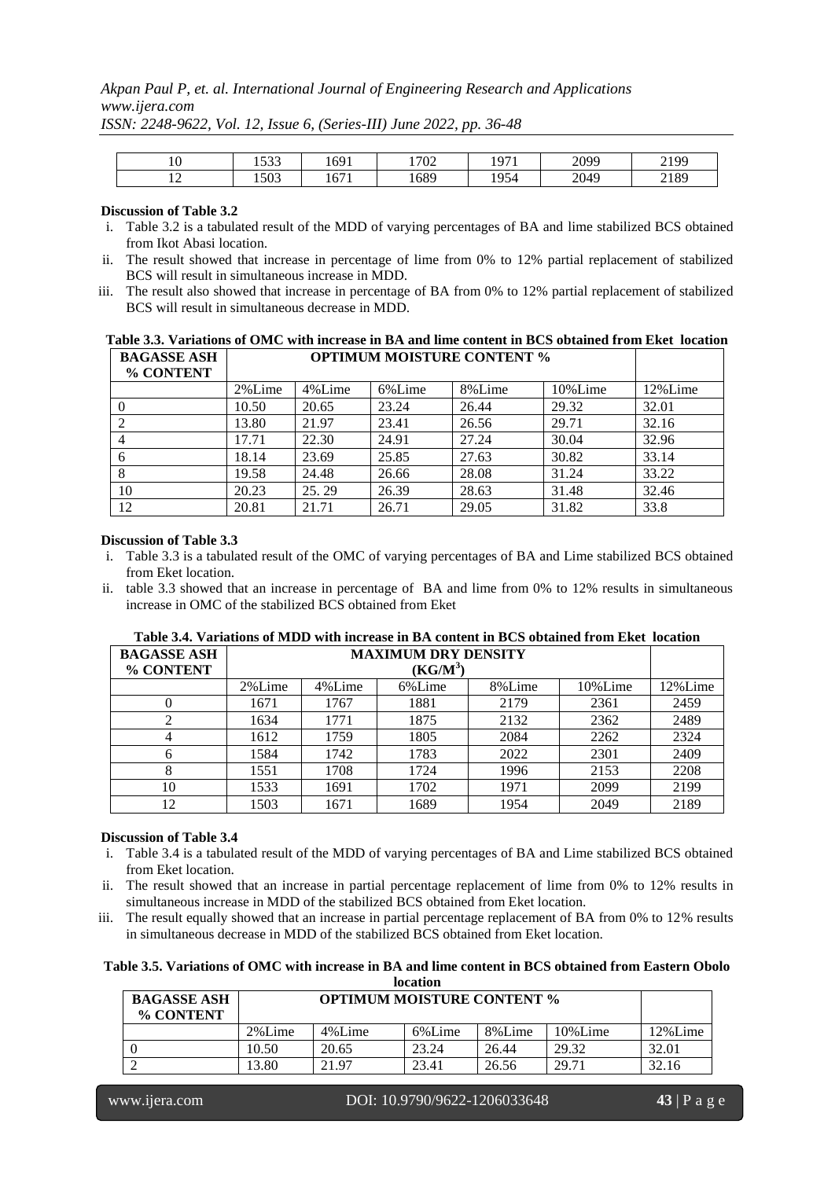| 10 | 1533 | 1691 | 1702 | 1971 | 2099 | 2199 |
|---|---|---|---|---|---|---|
| 12 | 1503 | 1671 | 1689 | 1954 | 2049 | 2189 |

**Discussion of Table 3.2**

i. Table 3.2 is a tabulated result of the MDD of varying percentages of BA and lime stabilized BCS obtained from Ikot Abasi location.

ii. The result showed that increase in percentage of lime from 0% to 12% partial replacement of stabilized BCS will result in simultaneous increase in MDD.

iii. The result also showed that increase in percentage of BA from 0% to 12% partial replacement of stabilized BCS will result in simultaneous decrease in MDD.

**Table 3.3. Variations of OMC with increase in BA and lime content in BCS obtained from Eket location**

| BAGASSE ASH % CONTENT | OPTIMUM MOISTURE CONTENT % | | | | | |
|---|---|---|---|---|---|---|
| | 2%Lime | 4%Lime | 6%Lime | 8%Lime | 10%Lime | 12%Lime |
| 0 | 10.50 | 20.65 | 23.24 | 26.44 | 29.32 | 32.01 |
| 2 | 13.80 | 21.97 | 23.41 | 26.56 | 29.71 | 32.16 |
| 4 | 17.71 | 22.30 | 24.91 | 27.24 | 30.04 | 32.96 |
| 6 | 18.14 | 23.69 | 25.85 | 27.63 | 30.82 | 33.14 |
| 8 | 19.58 | 24.48 | 26.66 | 28.08 | 31.24 | 33.22 |
| 10 | 20.23 | 25. 29 | 26.39 | 28.63 | 31.48 | 32.46 |
| 12 | 20.81 | 21.71 | 26.71 | 29.05 | 31.82 | 33.8 |

**Discussion of Table 3.3**

i. Table 3.3 is a tabulated result of the OMC of varying percentages of BA and Lime stabilized BCS obtained from Eket location.

ii. table 3.3 showed that an increase in percentage of BA and lime from 0% to 12% results in simultaneous increase in OMC of the stabilized BCS obtained from Eket

**Table 3.4. Variations of MDD with increase in BA content in BCS obtained from Eket location**

| BAGASSE ASH % CONTENT | MAXIMUM DRY DENSITY ($KG/M^3$) | | | | | |
|---|---|---|---|---|---|---|
| | 2%Lime | 4%Lime | 6%Lime | 8%Lime | 10%Lime | 12%Lime |
| 0 | 1671 | 1767 | 1881 | 2179 | 2361 | 2459 |
| 2 | 1634 | 1771 | 1875 | 2132 | 2362 | 2489 |
| 4 | 1612 | 1759 | 1805 | 2084 | 2262 | 2324 |
| 6 | 1584 | 1742 | 1783 | 2022 | 2301 | 2409 |
| 8 | 1551 | 1708 | 1724 | 1996 | 2153 | 2208 |
| 10 | 1533 | 1691 | 1702 | 1971 | 2099 | 2199 |
| 12 | 1503 | 1671 | 1689 | 1954 | 2049 | 2189 |

**Discussion of Table 3.4**

i. Table 3.4 is a tabulated result of the MDD of varying percentages of BA and Lime stabilized BCS obtained from Eket location.

ii. The result showed that an increase in partial percentage replacement of lime from 0% to 12% results in simultaneous increase in MDD of the stabilized BCS obtained from Eket location.

iii. The result equally showed that an increase in partial percentage replacement of BA from 0% to 12% results in simultaneous decrease in MDD of the stabilized BCS obtained from Eket location.

**Table 3.5. Variations of OMC with increase in BA and lime content in BCS obtained from Eastern Obolo location**

| BAGASSE ASH % CONTENT | OPTIMUM MOISTURE CONTENT % | | | | | |
|---|---|---|---|---|---|---|
| | 2%Lime | 4%Lime | 6%Lime | 8%Lime | 10%Lime | 12%Lime |
| 0 | 10.50 | 20.65 | 23.24 | 26.44 | 29.32 | 32.01 |
| 2 | 13.80 | 21.97 | 23.41 | 26.56 | 29.71 | 32.16 |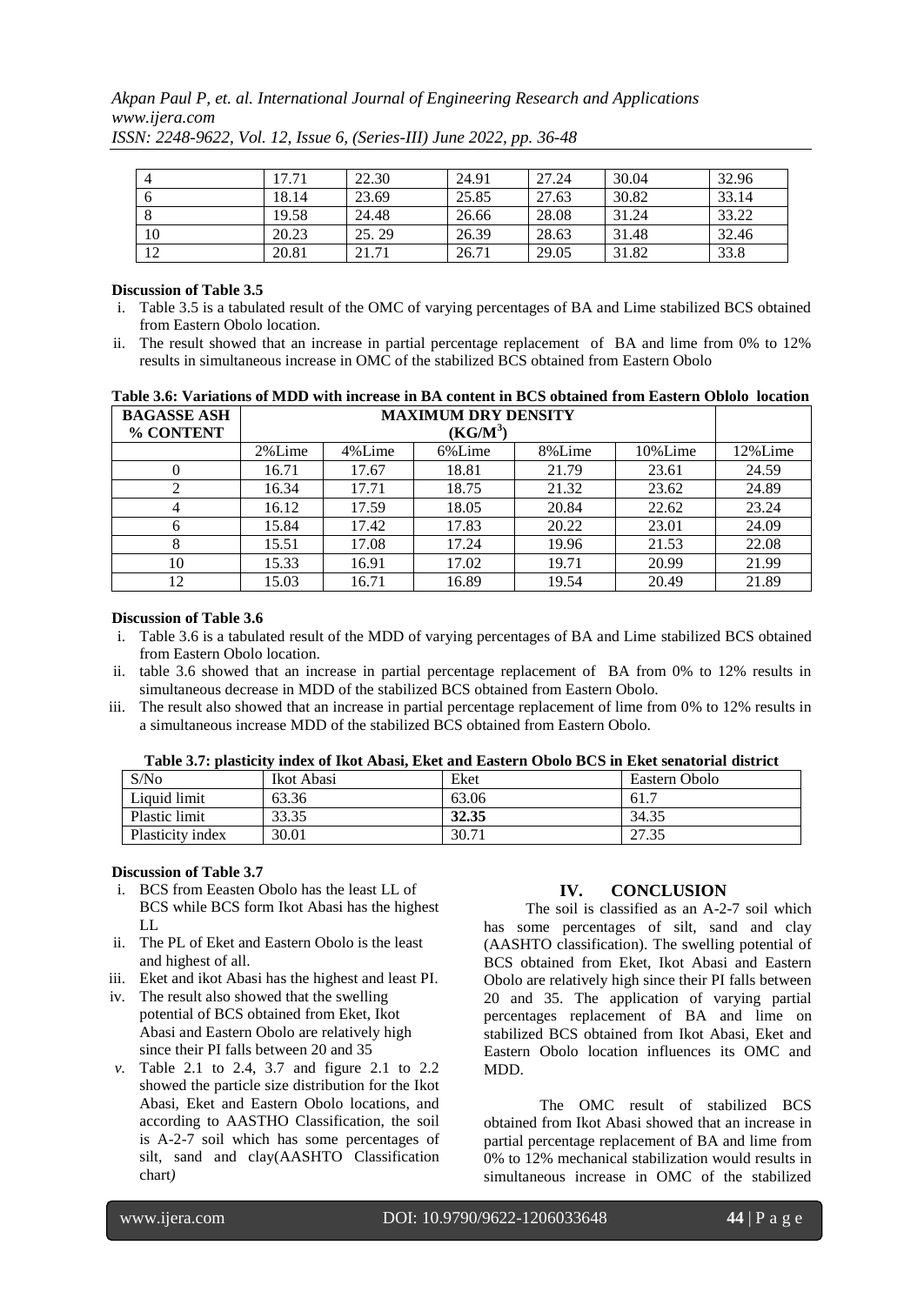| 4 | 17.71 | 22.30 | 24.91 | 27.24 | 30.04 | 32.96 |
|---|---|---|---|---|---|---|
| 6 | 18.14 | 23.69 | 25.85 | 27.63 | 30.82 | 33.14 |
| 8 | 19.58 | 24.48 | 26.66 | 28.08 | 31.24 | 33.22 |
| 10 | 20.23 | 25. 29 | 26.39 | 28.63 | 31.48 | 32.46 |
| 12 | 20.81 | 21.71 | 26.71 | 29.05 | 31.82 | 33.8 |

**Discussion of Table 3.5**

i. Table 3.5 is a tabulated result of the OMC of varying percentages of BA and Lime stabilized BCS obtained from Eastern Obolo location.

ii. The result showed that an increase in partial percentage replacement of BA and lime from 0% to 12% results in simultaneous increase in OMC of the stabilized BCS obtained from Eastern Obolo

**Table 3.6: Variations of MDD with increase in BA content in BCS obtained from Eastern Oblolo location**

| BAGASSE ASH % CONTENT | MAXIMUM DRY DENSITY ($KG/M^3$) | | | | | |
|---|---|---|---|---|---|---|
| | 2%Lime | 4%Lime | 6%Lime | 8%Lime | 10%Lime | 12%Lime |
| 0 | 16.71 | 17.67 | 18.81 | 21.79 | 23.61 | 24.59 |
| 2 | 16.34 | 17.71 | 18.75 | 21.32 | 23.62 | 24.89 |
| 4 | 16.12 | 17.59 | 18.05 | 20.84 | 22.62 | 23.24 |
| 6 | 15.84 | 17.42 | 17.83 | 20.22 | 23.01 | 24.09 |
| 8 | 15.51 | 17.08 | 17.24 | 19.96 | 21.53 | 22.08 |
| 10 | 15.33 | 16.91 | 17.02 | 19.71 | 20.99 | 21.99 |
| 12 | 15.03 | 16.71 | 16.89 | 19.54 | 20.49 | 21.89 |

**Discussion of Table 3.6**

i. Table 3.6 is a tabulated result of the MDD of varying percentages of BA and Lime stabilized BCS obtained from Eastern Obolo location.

ii. table 3.6 showed that an increase in partial percentage replacement of BA from 0% to 12% results in simultaneous decrease in MDD of the stabilized BCS obtained from Eastern Obolo.

iii. The result also showed that an increase in partial percentage replacement of lime from 0% to 12% results in a simultaneous increase MDD of the stabilized BCS obtained from Eastern Obolo.

**Table 3.7: plasticity index of Ikot Abasi, Eket and Eastern Obolo BCS in Eket senatorial district**

| S/No | Ikot Abasi | Eket | Eastern Obolo |
|---|---|---|---|
| Liquid limit | 63.36 | 63.06 | 61.7 |
| Plastic limit | 33.35 | **32.35** | 34.35 |
| Plasticity index | 30.01 | 30.71 | 27.35 |

**Discussion of Table 3.7**

i. BCS from Eeasten Obolo has the least LL of BCS while BCS form Ikot Abasi has the highest LL

ii. The PL of Eket and Eastern Obolo is the least and highest of all.

iii. Eket and ikot Abasi has the highest and least PI.

iv. The result also showed that the swelling potential of BCS obtained from Eket, Ikot Abasi and Eastern Obolo are relatively high since their PI falls between 20 and 35

*v.* Table 2.1 to 2.4, 3.7 and figure 2.1 to 2.2 showed the particle size distribution for the Ikot Abasi, Eket and Eastern Obolo locations, and according to AASTHO Classification, the soil is A-2-7 soil which has some percentages of silt, sand and clay(AASHTO Classification chart*)*

## IV. CONCLUSION

The soil is classified as an A-2-7 soil which has some percentages of silt, sand and clay (AASHTO classification). The swelling potential of BCS obtained from Eket, Ikot Abasi and Eastern Obolo are relatively high since their PI falls between 20 and 35. The application of varying partial percentages replacement of BA and lime on stabilized BCS obtained from Ikot Abasi, Eket and Eastern Obolo location influences its OMC and MDD.

The OMC result of stabilized BCS obtained from Ikot Abasi showed that an increase in partial percentage replacement of BA and lime from 0% to 12% mechanical stabilization would results in simultaneous increase in OMC of the stabilized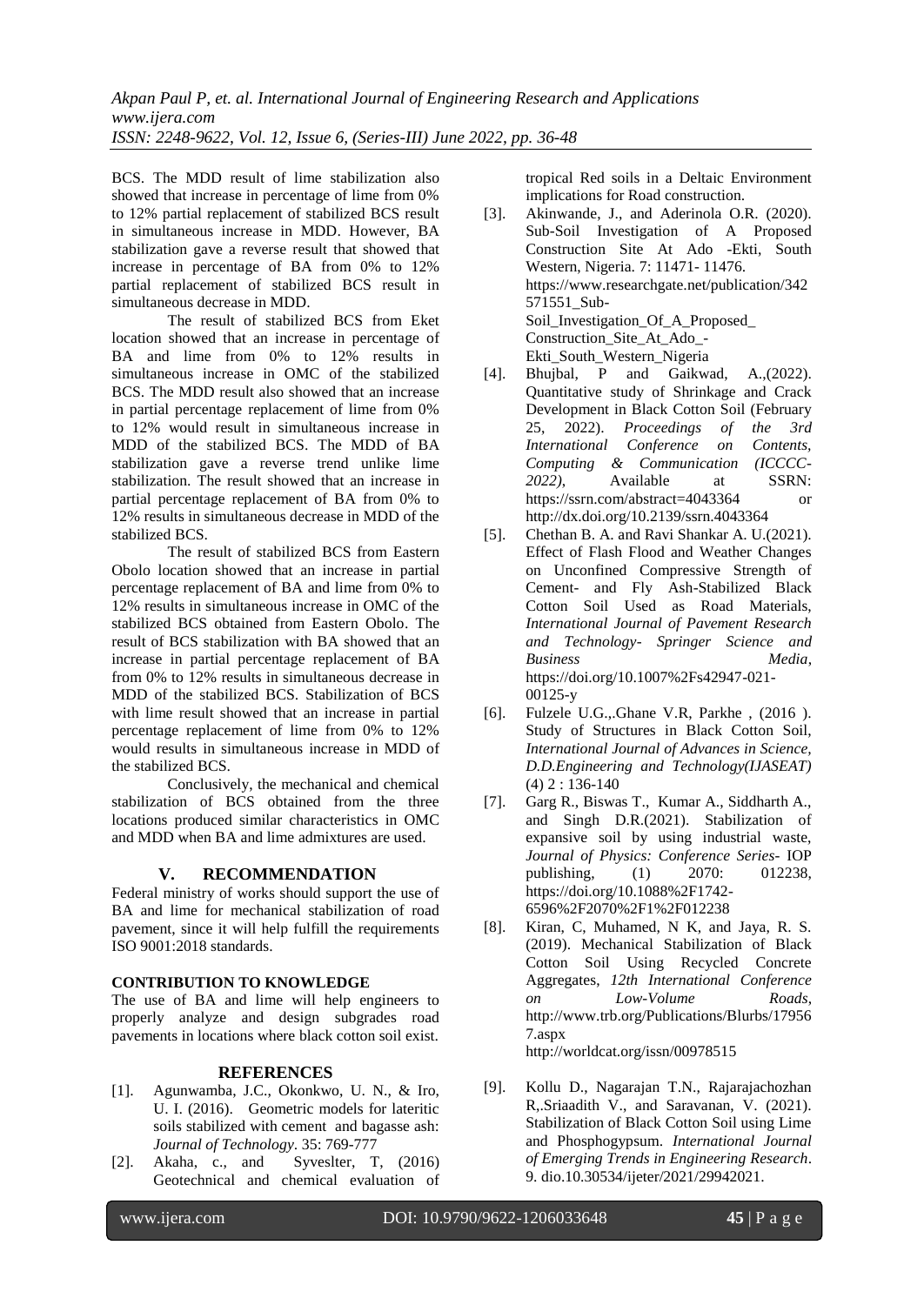BCS. The MDD result of lime stabilization also showed that increase in percentage of lime from 0% to 12% partial replacement of stabilized BCS result in simultaneous increase in MDD. However, BA stabilization gave a reverse result that showed that increase in percentage of BA from 0% to 12% partial replacement of stabilized BCS result in simultaneous decrease in MDD.

The result of stabilized BCS from Eket location showed that an increase in percentage of BA and lime from 0% to 12% results in simultaneous increase in OMC of the stabilized BCS. The MDD result also showed that an increase in partial percentage replacement of lime from 0% to 12% would result in simultaneous increase in MDD of the stabilized BCS. The MDD of BA stabilization gave a reverse trend unlike lime stabilization. The result showed that an increase in partial percentage replacement of BA from 0% to 12% results in simultaneous decrease in MDD of the stabilized BCS.

The result of stabilized BCS from Eastern Obolo location showed that an increase in partial percentage replacement of BA and lime from 0% to 12% results in simultaneous increase in OMC of the stabilized BCS obtained from Eastern Obolo. The result of BCS stabilization with BA showed that an increase in partial percentage replacement of BA from 0% to 12% results in simultaneous decrease in MDD of the stabilized BCS. Stabilization of BCS with lime result showed that an increase in partial percentage replacement of lime from 0% to 12% would results in simultaneous increase in MDD of the stabilized BCS.

Conclusively, the mechanical and chemical stabilization of BCS obtained from the three locations produced similar characteristics in OMC and MDD when BA and lime admixtures are used.

## V. RECOMMENDATION

Federal ministry of works should support the use of BA and lime for mechanical stabilization of road pavement, since it will help fulfill the requirements ISO 9001:2018 standards.

### CONTRIBUTION TO KNOWLEDGE

The use of BA and lime will help engineers to properly analyze and design subgrades road pavements in locations where black cotton soil exist.

### REFERENCES

[1]. Agunwamba, J.C., Okonkwo, U. N., & Iro, U. I. (2016). Geometric models for lateritic soils stabilized with cement and bagasse ash: *Journal of Technology*. 35: 769-777

[2]. Akaha, c., and Syveslter, T, (2016) Geotechnical and chemical evaluation of tropical Red soils in a Deltaic Environment implications for Road construction.

[3]. Akinwande, J., and Aderinola O.R. (2020). Sub-Soil Investigation of A Proposed Construction Site At Ado -Ekti, South Western, Nigeria. 7: 11471- 11476. https://www.researchgate.net/publication/342571551_Sub-Soil_Investigation_Of_A_Proposed_Construction_Site_At_Ado_-Ekti_South_Western_Nigeria

[4]. Bhujbal, P and Gaikwad, A.,(2022). Quantitative study of Shrinkage and Crack Development in Black Cotton Soil (February 25, 2022). *Proceedings of the 3rd International Conference on Contents, Computing & Communication (ICCCC-2022)*, Available at SSRN: https://ssrn.com/abstract=4043364 or http://dx.doi.org/10.2139/ssrn.4043364

[5]. Chethan B. A. and Ravi Shankar A. U.(2021). Effect of Flash Flood and Weather Changes on Unconfined Compressive Strength of Cement- and Fly Ash-Stabilized Black Cotton Soil Used as Road Materials, *International Journal of Pavement Research and Technology- Springer Science and Business Media*, https://doi.org/10.1007%2Fs42947-021-00125-y

[6]. Fulzele U.G.,.Ghane V.R, Parkhe , (2016 ). Study of Structures in Black Cotton Soil, *International Journal of Advances in Science, D.D.Engineering and Technology(IJASEAT)* (4) 2 : 136-140

[7]. Garg R., Biswas T., Kumar A., Siddharth A., and Singh D.R.(2021). Stabilization of expansive soil by using industrial waste, *Journal of Physics: Conference Series*- IOP publishing, (1) 2070: 012238, https://doi.org/10.1088%2F1742-6596%2F2070%2F1%2F012238

[8]. Kiran, C, Muhamed, N K, and Jaya, R. S. (2019). Mechanical Stabilization of Black Cotton Soil Using Recycled Concrete Aggregates, *12th International Conference on Low-Volume Roads*, http://www.trb.org/Publications/Blurbs/179567.aspx http://worldcat.org/issn/00978515

[9]. Kollu D., Nagarajan T.N., Rajarajachozhan R,.Sriaadith V., and Saravanan, V. (2021). Stabilization of Black Cotton Soil using Lime and Phosphogypsum. *International Journal of Emerging Trends in Engineering Research*. 9. dio.10.30534/ijeter/2021/29942021.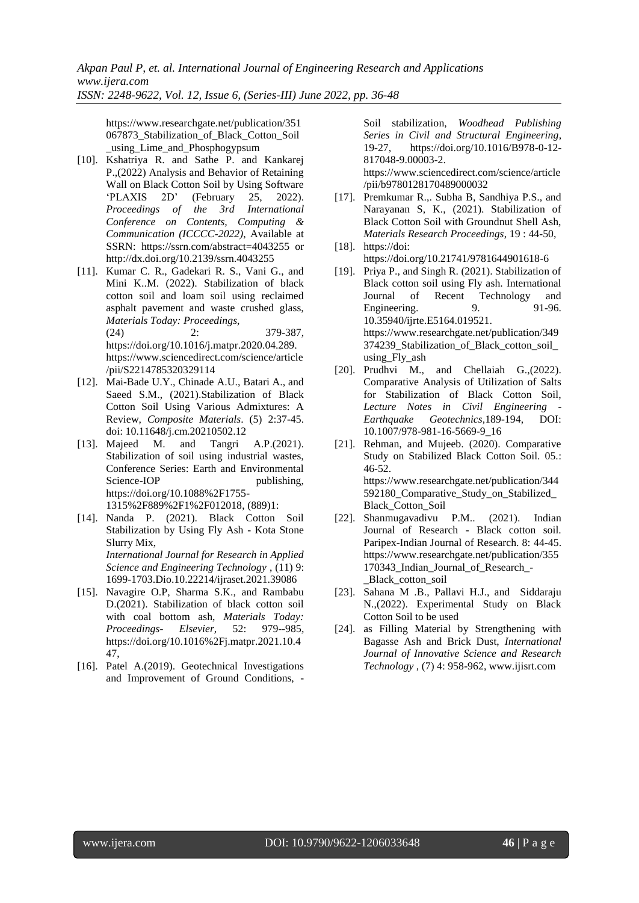https://www.researchgate.net/publication/351067873_Stabilization_of_Black_Cotton_Soil_using_Lime_and_Phosphogypsum

[10]. Kshatriya R. and Sathe P. and Kankarej P.,(2022) Analysis and Behavior of Retaining Wall on Black Cotton Soil by Using Software 'PLAXIS 2D' (February 25, 2022). *Proceedings of the 3rd International Conference on Contents, Computing & Communication (ICCCC-2022)*, Available at SSRN: https://ssrn.com/abstract=4043255 or http://dx.doi.org/10.2139/ssrn.4043255

[11]. Kumar C. R., Gadekari R. S., Vani G., and Mini K..M. (2022). Stabilization of black cotton soil and loam soil using reclaimed asphalt pavement and waste crushed glass, *Materials Today: Proceedings*, (24) 2: 379-387, https://doi.org/10.1016/j.matpr.2020.04.289. https://www.sciencedirect.com/science/article/pii/S2214785320329114

[12]. Mai-Bade U.Y., Chinade A.U., Batari A., and Saeed S.M., (2021).Stabilization of Black Cotton Soil Using Various Admixtures: A Review, *Composite Materials*. (5) 2:37-45. doi: 10.11648/j.cm.20210502.12

[13]. Majeed M. and Tangri A.P.(2021). Stabilization of soil using industrial wastes, Conference Series: Earth and Environmental Science-IOP publishing, https://doi.org/10.1088%2F1755-1315%2F889%2F1%2F012018, (889)1:

[14]. Nanda P. (2021). Black Cotton Soil Stabilization by Using Fly Ash - Kota Stone Slurry Mix, *International Journal for Research in Applied Science and Engineering Technology* , (11) 9: 1699-1703.Dio.10.22214/ijraset.2021.39086

[15]. Navagire O.P, Sharma S.K., and Rambabu D.(2021). Stabilization of black cotton soil with coal bottom ash, *Materials Today: Proceedings- Elsevier*, 52: 979--985, https://doi.org/10.1016%2Fj.matpr.2021.10.447,

[16]. Patel A.(2019). Geotechnical Investigations and Improvement of Ground Conditions, - Soil stabilization, *Woodhead Publishing Series in Civil and Structural Engineering*, 19-27, https://doi.org/10.1016/B978-0-12-817048-9.00003-2. https://www.sciencedirect.com/science/article/pii/b9780128170489000032

[17]. Premkumar R.,. Subha B, Sandhiya P.S., and Narayanan S, K., (2021). Stabilization of Black Cotton Soil with Groundnut Shell Ash, *Materials Research Proceedings*, 19 : 44-50,

[18]. https://doi: https://doi.org/10.21741/9781644901618-6

[19]. Priya P., and Singh R. (2021). Stabilization of Black cotton soil using Fly ash. International Journal of Recent Technology and Engineering. 9. 91-96. 10.35940/ijrte.E5164.019521. https://www.researchgate.net/publication/349374239_Stabilization_of_Black_cotton_soil_using_Fly_ash

[20]. Prudhvi M., and Chellaiah G.,(2022). Comparative Analysis of Utilization of Salts for Stabilization of Black Cotton Soil, *Lecture Notes in Civil Engineering - Earthquake Geotechnics*,189-194, DOI: 10.1007/978-981-16-5669-9_16

[21]. Rehman, and Mujeeb. (2020). Comparative Study on Stabilized Black Cotton Soil. 05.: 46-52. https://www.researchgate.net/publication/344592180_Comparative_Study_on_Stabilized_Black_Cotton_Soil

[22]. Shanmugavadivu P.M.. (2021). Indian Journal of Research - Black cotton soil. Paripex-Indian Journal of Research. 8: 44-45. https://www.researchgate.net/publication/355170343_Indian_Journal_of_Research_-_Black_cotton_soil

[23]. Sahana M .B., Pallavi H.J., and Siddaraju N.,(2022). Experimental Study on Black Cotton Soil to be used

[24]. as Filling Material by Strengthening with Bagasse Ash and Brick Dust, *International Journal of Innovative Science and Research Technology* , (7) 4: 958-962, www.ijisrt.com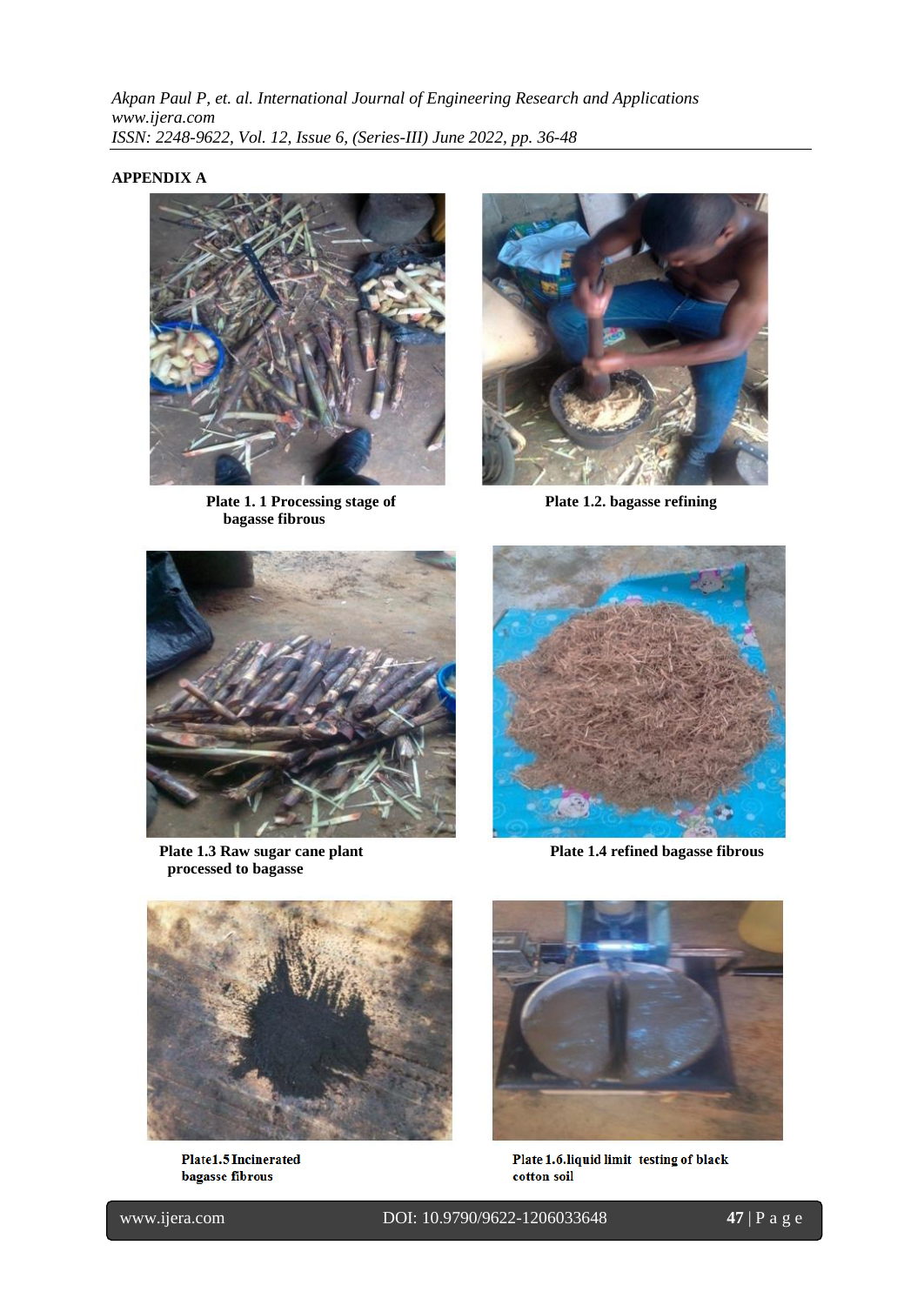## APPENDIX A

**Plate 1. 1 Processing stage of bagasse fibrous**

**Plate 1.2. bagasse refining**

**Plate 1.3 Raw sugar cane plant processed to bagasse**

**Plate 1.4 refined bagasse fibrous**

**Plate1.5 Incinerated bagasse fibrous**

**Plate 1.6.liquid limit testing of black cotton soil**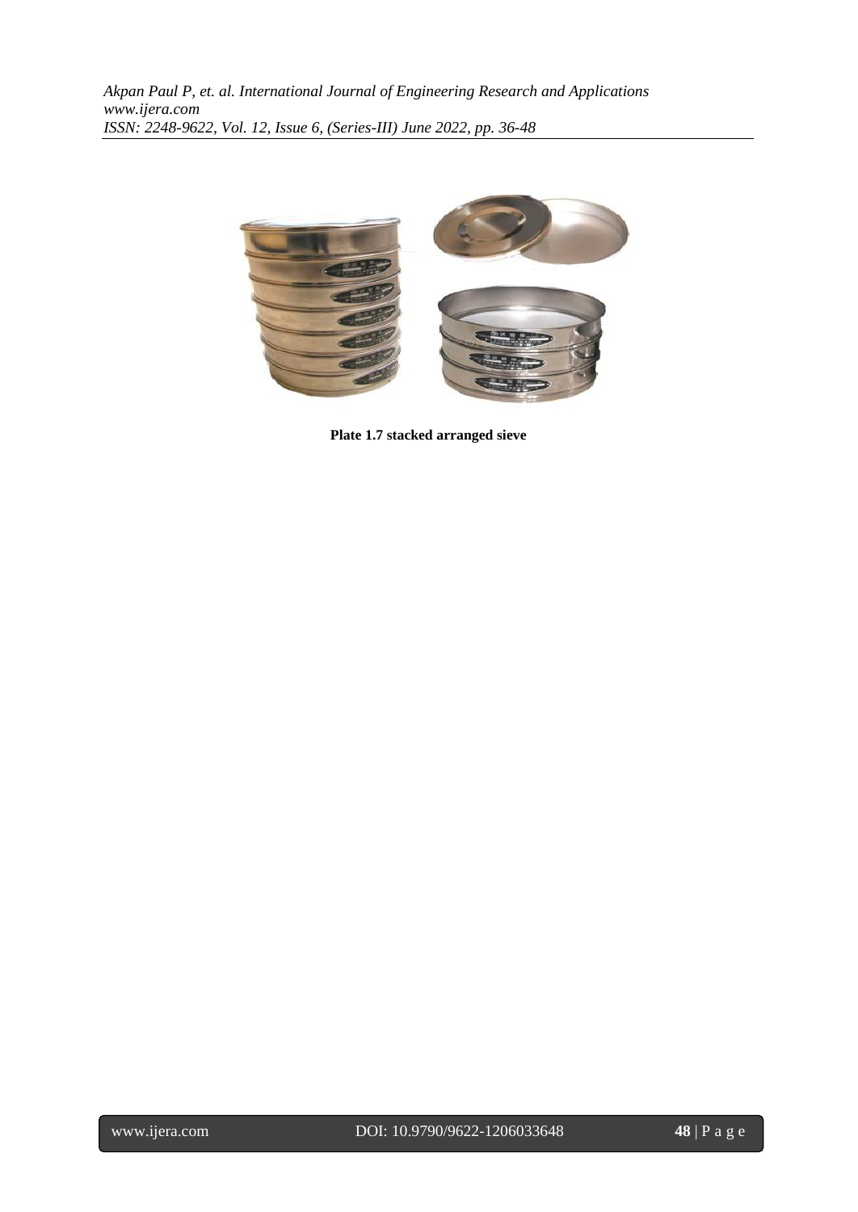**Plate 1.7 stacked arranged sieve**